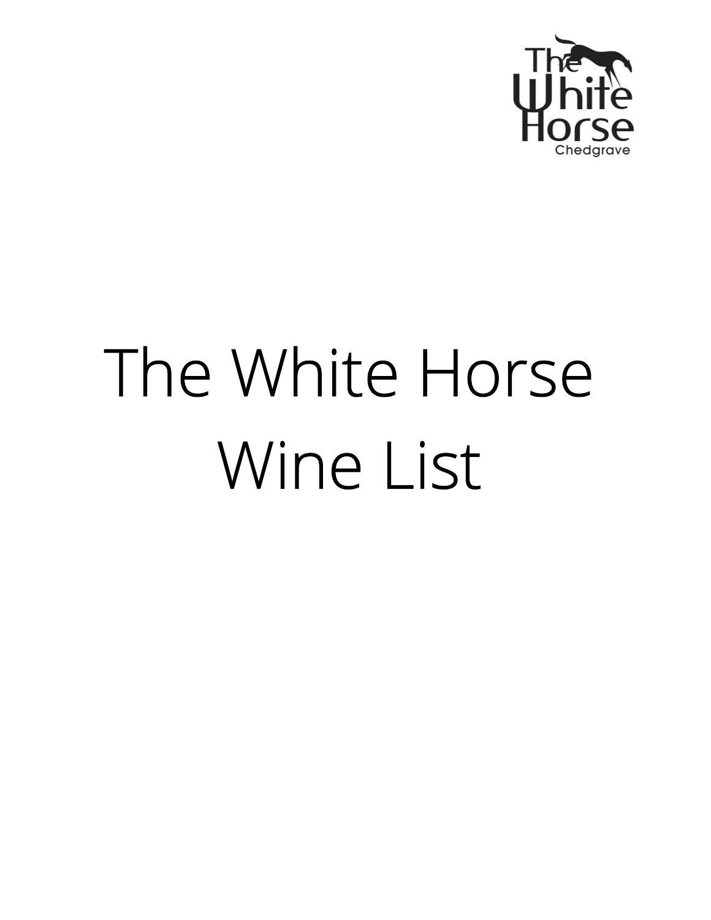The White Horse
Chedgrave

# The White Horse Wine List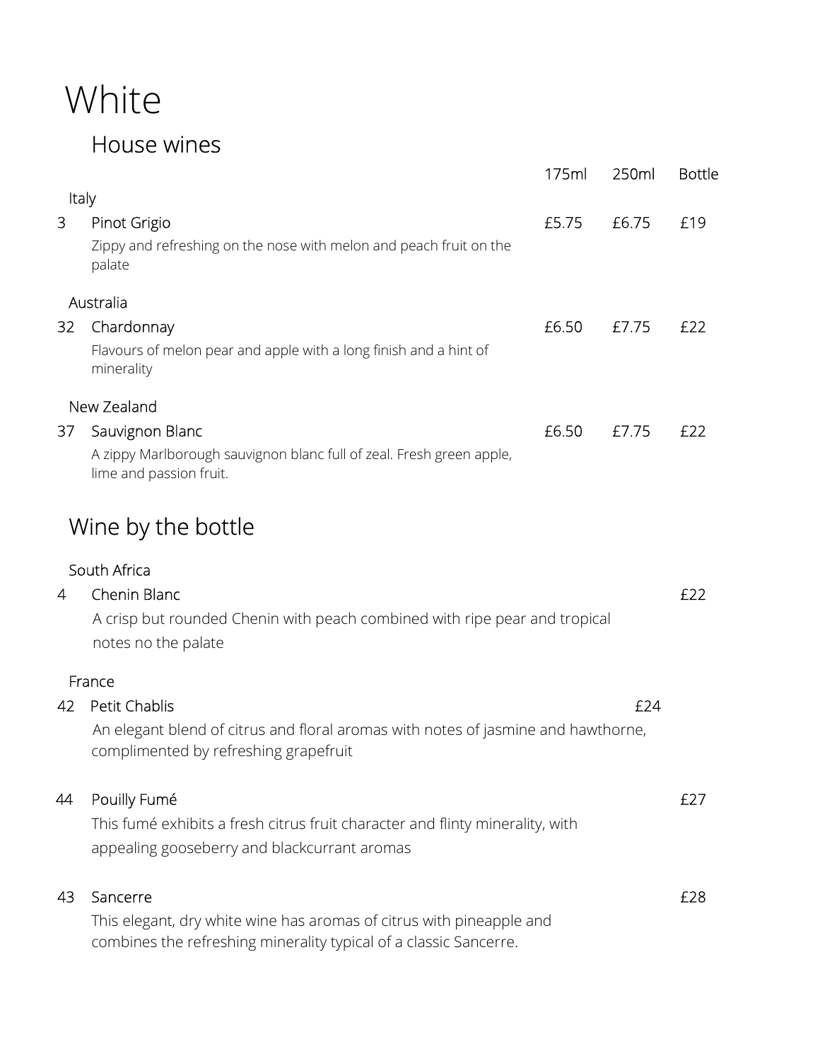# White

## House wines

| | | 175ml | 250ml | Bottle |
|---|---|---|---|---|
| | **Italy** | | | |
| 3 | Pinot Grigio<br>Zippy and refreshing on the nose with melon and peach fruit on the palate | £5.75 | £6.75 | £19 |
| | **Australia** | | | |
| 32 | Chardonnay<br>Flavours of melon pear and apple with a long finish and a hint of minerality | £6.50 | £7.75 | £22 |
| | **New Zealand** | | | |
| 37 | Sauvignon Blanc<br>A zippy Marlborough sauvignon blanc full of zeal. Fresh green apple, lime and passion fruit. | £6.50 | £7.75 | £22 |

## Wine by the bottle

South Africa

4 Chenin Blanc — £22

A crisp but rounded Chenin with peach combined with ripe pear and tropical notes no the palate

France

42 Petit Chablis — £24

An elegant blend of citrus and floral aromas with notes of jasmine and hawthorne, complimented by refreshing grapefruit

44 Pouilly Fumé — £27

This fumé exhibits a fresh citrus fruit character and flinty minerality, with appealing gooseberry and blackcurrant aromas

43 Sancerre — £28

This elegant, dry white wine has aromas of citrus with pineapple and combines the refreshing minerality typical of a classic Sancerre.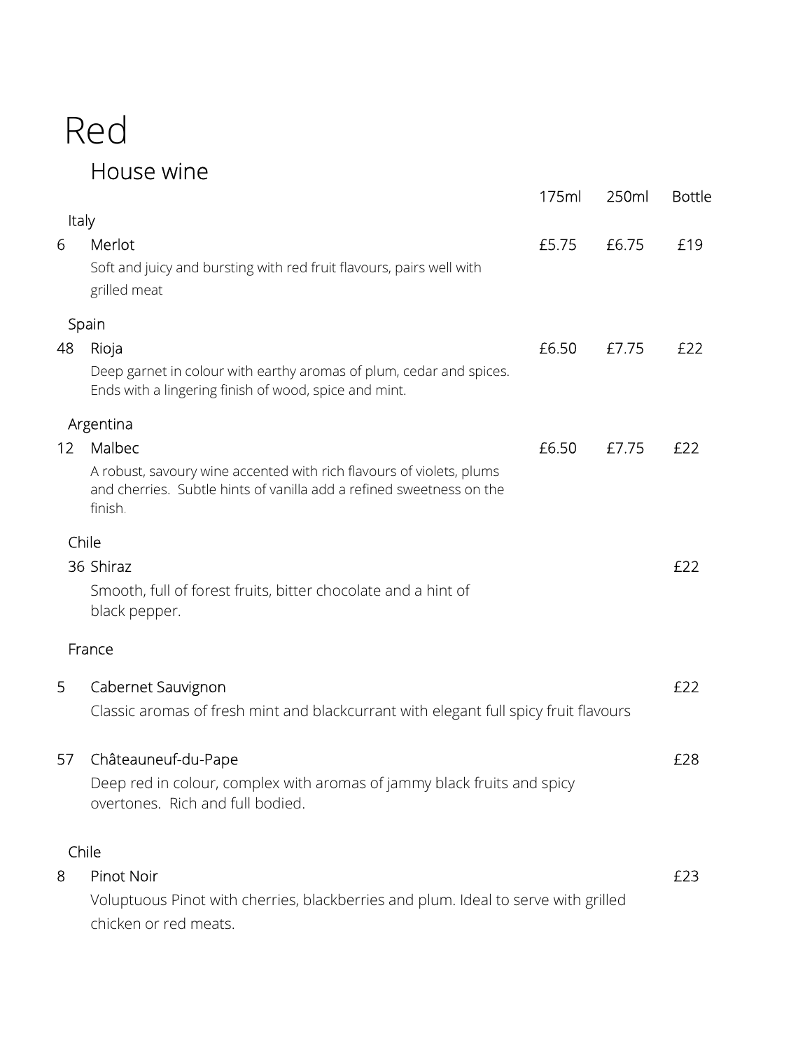# Red

## House wine

| | | 175ml | 250ml | Bottle |
|---|---|---|---|---|
| | **Italy** | | | |
| 6 | Merlot<br>Soft and juicy and bursting with red fruit flavours, pairs well with grilled meat | £5.75 | £6.75 | £19 |
| | **Spain** | | | |
| 48 | Rioja<br>Deep garnet in colour with earthy aromas of plum, cedar and spices. Ends with a lingering finish of wood, spice and mint. | £6.50 | £7.75 | £22 |
| | **Argentina** | | | |
| 12 | Malbec<br>A robust, savoury wine accented with rich flavours of violets, plums and cherries. Subtle hints of vanilla add a refined sweetness on the finish. | £6.50 | £7.75 | £22 |
| | **Chile** | | | |
| 36 | Shiraz<br>Smooth, full of forest fruits, bitter chocolate and a hint of black pepper. | | | £22 |
| | **France** | | | |
| 5 | Cabernet Sauvignon<br>Classic aromas of fresh mint and blackcurrant with elegant full spicy fruit flavours | | | £22 |
| 57 | Châteauneuf-du-Pape<br>Deep red in colour, complex with aromas of jammy black fruits and spicy overtones. Rich and full bodied. | | | £28 |
| | **Chile** | | | |
| 8 | Pinot Noir<br>Voluptuous Pinot with cherries, blackberries and plum. Ideal to serve with grilled chicken or red meats. | | | £23 |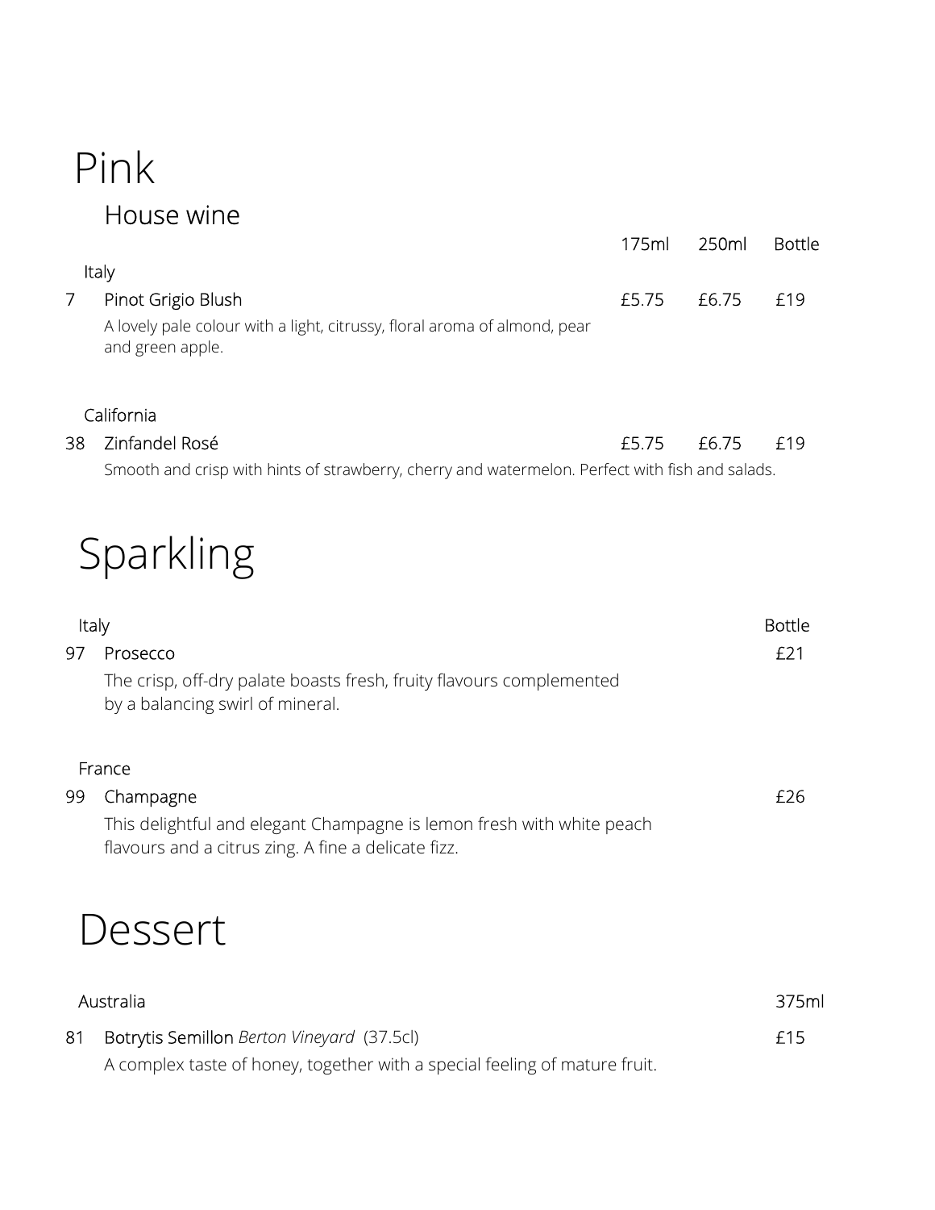# Pink

## House wine

| | | 175ml | 250ml | Bottle |
|---|---|---|---|---|
| | **Italy** | | | |
| 7 | Pinot Grigio Blush | £5.75 | £6.75 | £19 |
| | A lovely pale colour with a light, citrussy, floral aroma of almond, pear and green apple. | | | |
| | **California** | | | |
| 38 | Zinfandel Rosé | £5.75 | £6.75 | £19 |
| | Smooth and crisp with hints of strawberry, cherry and watermelon. Perfect with fish and salads. | | | |

# Sparkling

| | | Bottle |
|---|---|---|
| | **Italy** | |
| 97 | Prosecco | £21 |
| | The crisp, off-dry palate boasts fresh, fruity flavours complemented by a balancing swirl of mineral. | |
| | **France** | |
| 99 | Champagne | £26 |
| | This delightful and elegant Champagne is lemon fresh with white peach flavours and a citrus zing. A fine a delicate fizz. | |

# Dessert

| | | 375ml |
|---|---|---|
| | **Australia** | |
| 81 | Botrytis Semillon *Berton Vineyard* (37.5cl) | £15 |
| | A complex taste of honey, together with a special feeling of mature fruit. | |